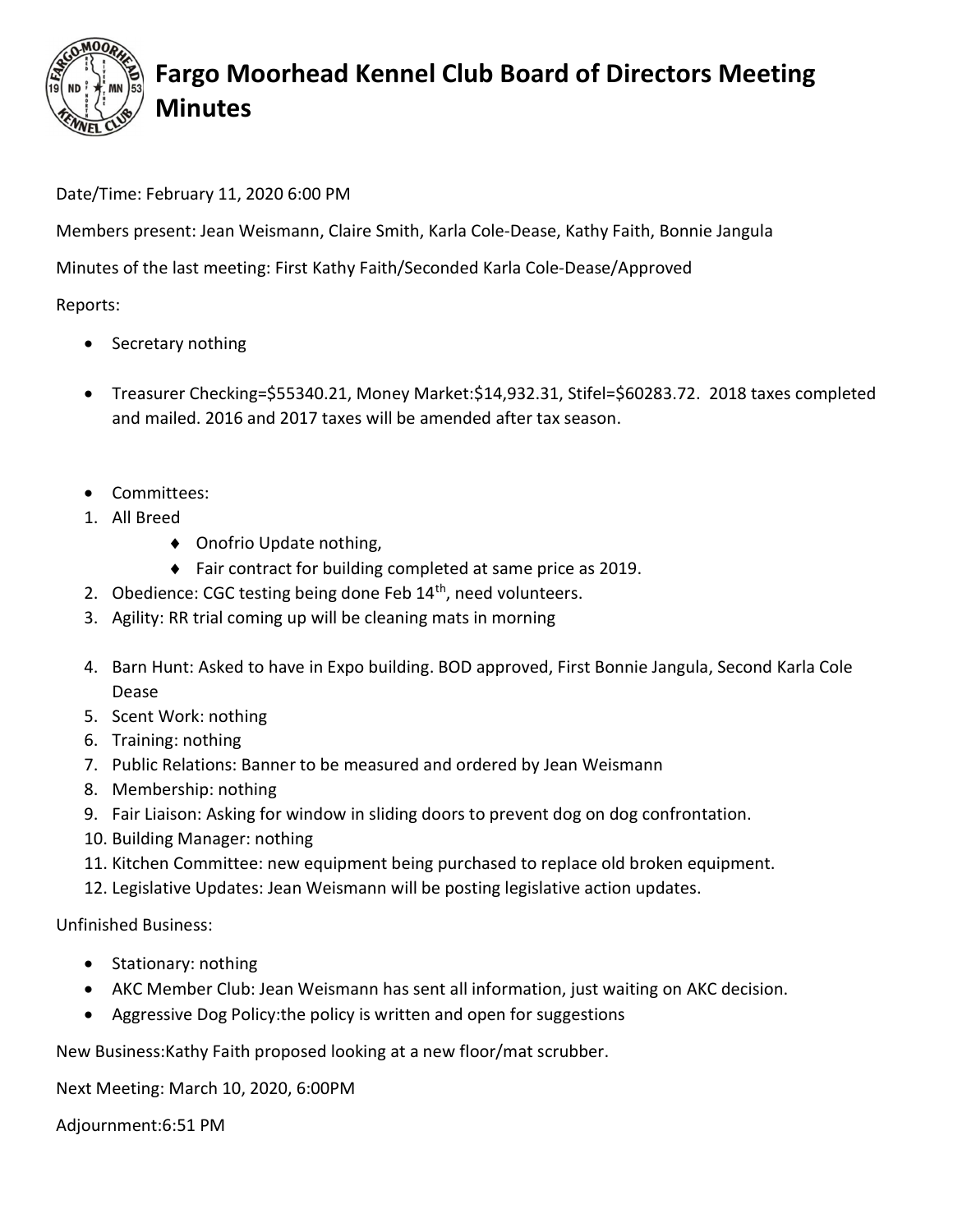# Fargo Moorhead Kennel Club Board of Directors Meeting Minutes

Date/Time: February 11, 2020 6:00 PM

Members present: Jean Weismann, Claire Smith, Karla Cole-Dease, Kathy Faith, Bonnie Jangula

Minutes of the last meeting: First Kathy Faith/Seconded Karla Cole-Dease/Approved

Reports:

- Secretary nothing
- Treasurer Checking=$55340.21, Money Market:$14,932.31, Stifel=$60283.72. 2018 taxes completed and mailed. 2016 and 2017 taxes will be amended after tax season.
- Committees:

1. All Breed
   - Onofrio Update nothing,
   - Fair contract for building completed at same price as 2019.
2. Obedience: CGC testing being done Feb 14th, need volunteers.
3. Agility: RR trial coming up will be cleaning mats in morning
4. Barn Hunt: Asked to have in Expo building. BOD approved, First Bonnie Jangula, Second Karla Cole Dease
5. Scent Work: nothing
6. Training: nothing
7. Public Relations: Banner to be measured and ordered by Jean Weismann
8. Membership: nothing
9. Fair Liaison: Asking for window in sliding doors to prevent dog on dog confrontation.
10. Building Manager: nothing
11. Kitchen Committee: new equipment being purchased to replace old broken equipment.
12. Legislative Updates: Jean Weismann will be posting legislative action updates.

Unfinished Business:

- Stationary: nothing
- AKC Member Club: Jean Weismann has sent all information, just waiting on AKC decision.
- Aggressive Dog Policy:the policy is written and open for suggestions

New Business:Kathy Faith proposed looking at a new floor/mat scrubber.

Next Meeting: March 10, 2020, 6:00PM

Adjournment:6:51 PM